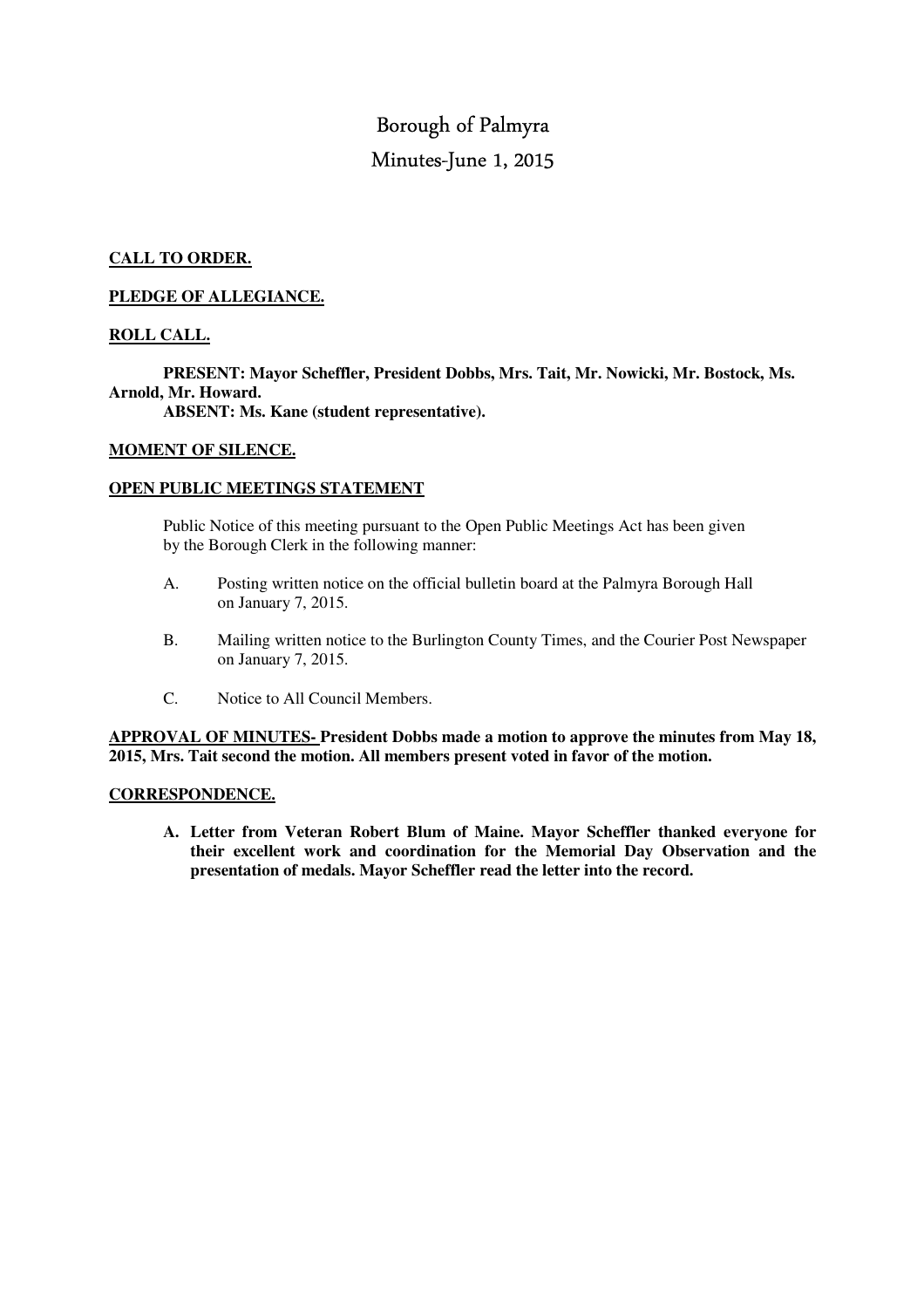# Borough of Palmyra

## Minutes-June 1, 2015

**CALL TO ORDER.**

**PLEDGE OF ALLEGIANCE.**

**ROLL CALL.**

**PRESENT: Mayor Scheffler, President Dobbs, Mrs. Tait, Mr. Nowicki, Mr. Bostock, Ms. Arnold, Mr. Howard.**
**ABSENT: Ms. Kane (student representative).**

**MOMENT OF SILENCE.**

**OPEN PUBLIC MEETINGS STATEMENT**

Public Notice of this meeting pursuant to the Open Public Meetings Act has been given by the Borough Clerk in the following manner:

A. Posting written notice on the official bulletin board at the Palmyra Borough Hall on January 7, 2015.

B. Mailing written notice to the Burlington County Times, and the Courier Post Newspaper on January 7, 2015.

C. Notice to All Council Members.

**APPROVAL OF MINUTES- President Dobbs made a motion to approve the minutes from May 18, 2015, Mrs. Tait second the motion. All members present voted in favor of the motion.**

**CORRESPONDENCE.**

**A. Letter from Veteran Robert Blum of Maine. Mayor Scheffler thanked everyone for their excellent work and coordination for the Memorial Day Observation and the presentation of medals. Mayor Scheffler read the letter into the record.**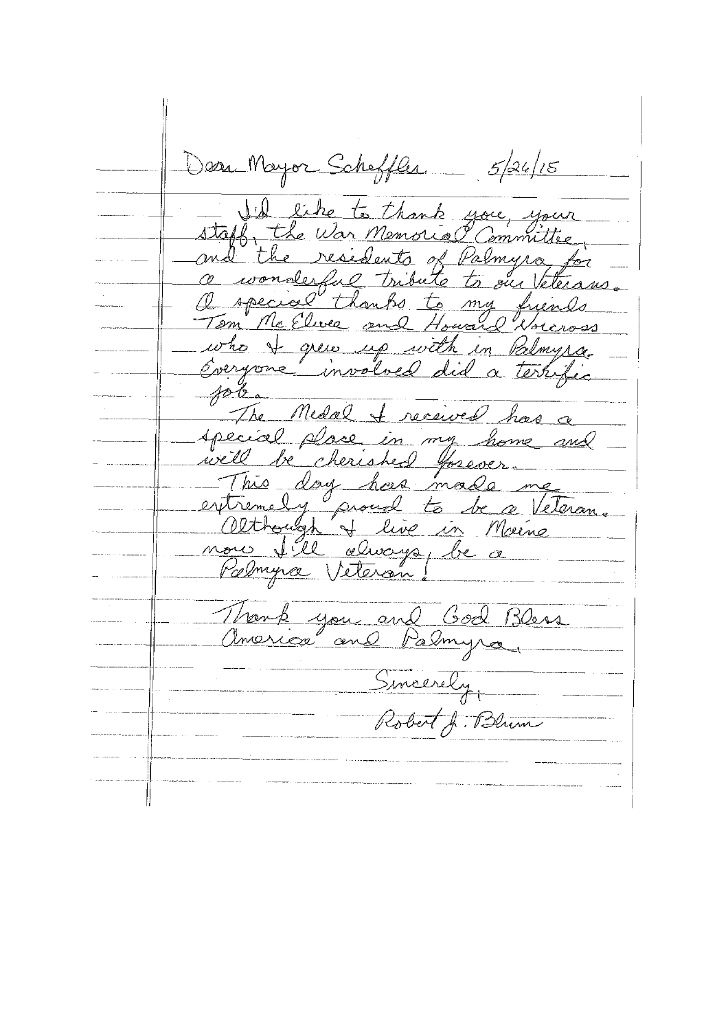Dear Mayor Scheffler 5/26/15

I'd like to thank you, your staff, the War Memorial Committee, and the residents of Palmyra for a wonderful tribute to our Veterans. A special thanks to my friends Tom McElwee and Howard Norcross who I grew up with in Palmyra. Everyone involved did a terrific job.

The Medal I received has a special place in my home and will be cherished forever.

This day has made me extremely proud to be a Veteran. Although I live in Maine now I'll always be a Palmyra Veteran!

Thank you and God Bless America and Palmyra.

Sincerely,

Robert J. Blum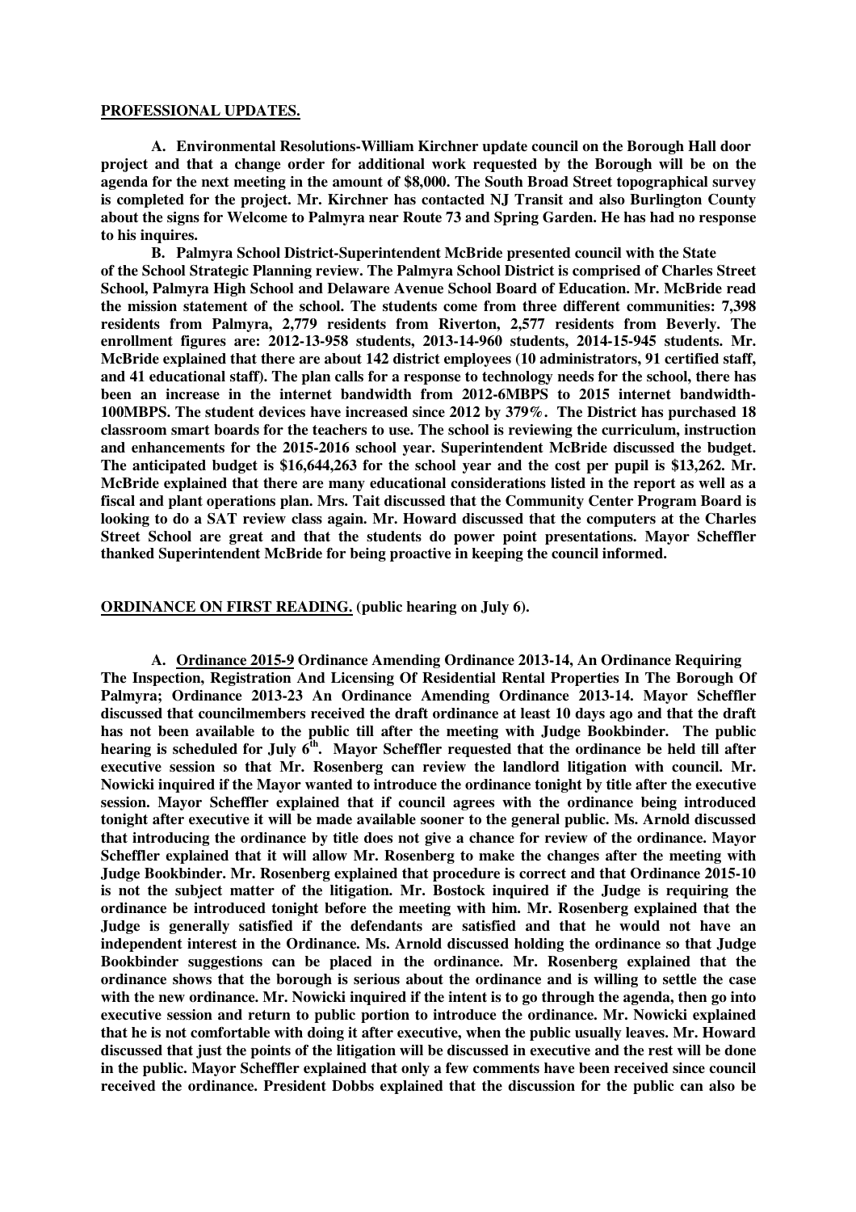**PROFESSIONAL UPDATES.**

**A. Environmental Resolutions-William Kirchner update council on the Borough Hall door project and that a change order for additional work requested by the Borough will be on the agenda for the next meeting in the amount of $8,000. The South Broad Street topographical survey is completed for the project. Mr. Kirchner has contacted NJ Transit and also Burlington County about the signs for Welcome to Palmyra near Route 73 and Spring Garden. He has had no response to his inquires.**

**B. Palmyra School District-Superintendent McBride presented council with the State of the School Strategic Planning review. The Palmyra School District is comprised of Charles Street School, Palmyra High School and Delaware Avenue School Board of Education. Mr. McBride read the mission statement of the school. The students come from three different communities: 7,398 residents from Palmyra, 2,779 residents from Riverton, 2,577 residents from Beverly. The enrollment figures are: 2012-13-958 students, 2013-14-960 students, 2014-15-945 students. Mr. McBride explained that there are about 142 district employees (10 administrators, 91 certified staff, and 41 educational staff). The plan calls for a response to technology needs for the school, there has been an increase in the internet bandwidth from 2012-6MBPS to 2015 internet bandwidth-100MBPS. The student devices have increased since 2012 by 379%. The District has purchased 18 classroom smart boards for the teachers to use. The school is reviewing the curriculum, instruction and enhancements for the 2015-2016 school year. Superintendent McBride discussed the budget. The anticipated budget is $16,644,263 for the school year and the cost per pupil is $13,262. Mr. McBride explained that there are many educational considerations listed in the report as well as a fiscal and plant operations plan. Mrs. Tait discussed that the Community Center Program Board is looking to do a SAT review class again. Mr. Howard discussed that the computers at the Charles Street School are great and that the students do power point presentations. Mayor Scheffler thanked Superintendent McBride for being proactive in keeping the council informed.**

**ORDINANCE ON FIRST READING. (public hearing on July 6).**

**A. Ordinance 2015-9 Ordinance Amending Ordinance 2013-14, An Ordinance Requiring The Inspection, Registration And Licensing Of Residential Rental Properties In The Borough Of Palmyra; Ordinance 2013-23 An Ordinance Amending Ordinance 2013-14. Mayor Scheffler discussed that councilmembers received the draft ordinance at least 10 days ago and that the draft has not been available to the public till after the meeting with Judge Bookbinder. The public hearing is scheduled for July 6th. Mayor Scheffler requested that the ordinance be held till after executive session so that Mr. Rosenberg can review the landlord litigation with council. Mr. Nowicki inquired if the Mayor wanted to introduce the ordinance tonight by title after the executive session. Mayor Scheffler explained that if council agrees with the ordinance being introduced tonight after executive it will be made available sooner to the general public. Ms. Arnold discussed that introducing the ordinance by title does not give a chance for review of the ordinance. Mayor Scheffler explained that it will allow Mr. Rosenberg to make the changes after the meeting with Judge Bookbinder. Mr. Rosenberg explained that procedure is correct and that Ordinance 2015-10 is not the subject matter of the litigation. Mr. Bostock inquired if the Judge is requiring the ordinance be introduced tonight before the meeting with him. Mr. Rosenberg explained that the Judge is generally satisfied if the defendants are satisfied and that he would not have an independent interest in the Ordinance. Ms. Arnold discussed holding the ordinance so that Judge Bookbinder suggestions can be placed in the ordinance. Mr. Rosenberg explained that the ordinance shows that the borough is serious about the ordinance and is willing to settle the case with the new ordinance. Mr. Nowicki inquired if the intent is to go through the agenda, then go into executive session and return to public portion to introduce the ordinance. Mr. Nowicki explained that he is not comfortable with doing it after executive, when the public usually leaves. Mr. Howard discussed that just the points of the litigation will be discussed in executive and the rest will be done in the public. Mayor Scheffler explained that only a few comments have been received since council received the ordinance. President Dobbs explained that the discussion for the public can also be**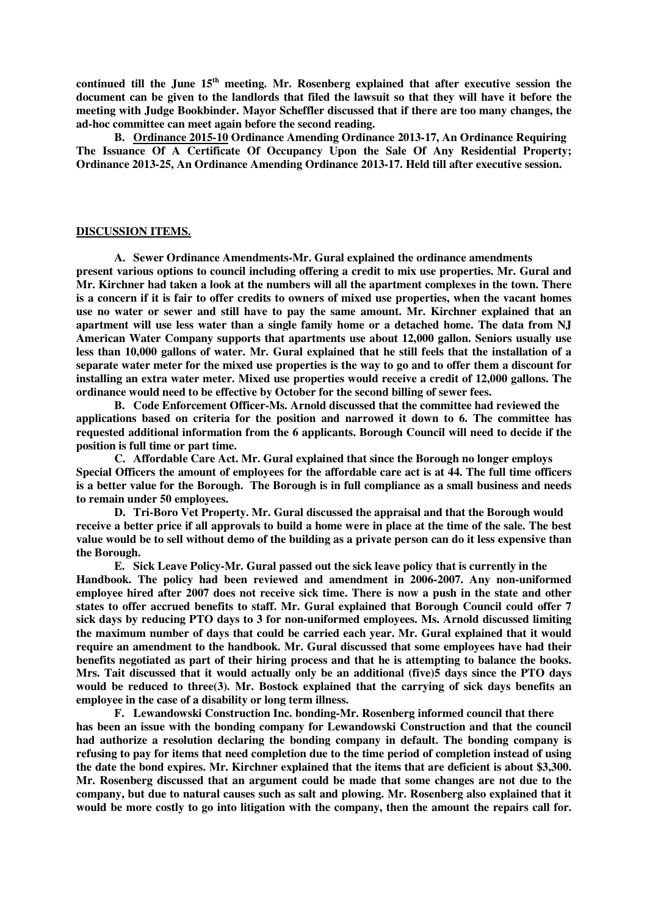**continued till the June 15th meeting. Mr. Rosenberg explained that after executive session the document can be given to the landlords that filed the lawsuit so that they will have it before the meeting with Judge Bookbinder. Mayor Scheffler discussed that if there are too many changes, the ad-hoc committee can meet again before the second reading.**

**B. Ordinance 2015-10 Ordinance Amending Ordinance 2013-17, An Ordinance Requiring The Issuance Of A Certificate Of Occupancy Upon the Sale Of Any Residential Property; Ordinance 2013-25, An Ordinance Amending Ordinance 2013-17. Held till after executive session.**

**DISCUSSION ITEMS.**

**A. Sewer Ordinance Amendments-Mr. Gural explained the ordinance amendments present various options to council including offering a credit to mix use properties. Mr. Gural and Mr. Kirchner had taken a look at the numbers will all the apartment complexes in the town. There is a concern if it is fair to offer credits to owners of mixed use properties, when the vacant homes use no water or sewer and still have to pay the same amount. Mr. Kirchner explained that an apartment will use less water than a single family home or a detached home. The data from NJ American Water Company supports that apartments use about 12,000 gallon. Seniors usually use less than 10,000 gallons of water. Mr. Gural explained that he still feels that the installation of a separate water meter for the mixed use properties is the way to go and to offer them a discount for installing an extra water meter. Mixed use properties would receive a credit of 12,000 gallons. The ordinance would need to be effective by October for the second billing of sewer fees.**

**B. Code Enforcement Officer-Ms. Arnold discussed that the committee had reviewed the applications based on criteria for the position and narrowed it down to 6. The committee has requested additional information from the 6 applicants. Borough Council will need to decide if the position is full time or part time.**

**C. Affordable Care Act. Mr. Gural explained that since the Borough no longer employs Special Officers the amount of employees for the affordable care act is at 44. The full time officers is a better value for the Borough. The Borough is in full compliance as a small business and needs to remain under 50 employees.**

**D. Tri-Boro Vet Property. Mr. Gural discussed the appraisal and that the Borough would receive a better price if all approvals to build a home were in place at the time of the sale. The best value would be to sell without demo of the building as a private person can do it less expensive than the Borough.**

**E. Sick Leave Policy-Mr. Gural passed out the sick leave policy that is currently in the Handbook. The policy had been reviewed and amendment in 2006-2007. Any non-uniformed employee hired after 2007 does not receive sick time. There is now a push in the state and other states to offer accrued benefits to staff. Mr. Gural explained that Borough Council could offer 7 sick days by reducing PTO days to 3 for non-uniformed employees. Ms. Arnold discussed limiting the maximum number of days that could be carried each year. Mr. Gural explained that it would require an amendment to the handbook. Mr. Gural discussed that some employees have had their benefits negotiated as part of their hiring process and that he is attempting to balance the books. Mrs. Tait discussed that it would actually only be an additional (five)5 days since the PTO days would be reduced to three(3). Mr. Bostock explained that the carrying of sick days benefits an employee in the case of a disability or long term illness.**

**F. Lewandowski Construction Inc. bonding-Mr. Rosenberg informed council that there has been an issue with the bonding company for Lewandowski Construction and that the council had authorize a resolution declaring the bonding company in default. The bonding company is refusing to pay for items that need completion due to the time period of completion instead of using the date the bond expires. Mr. Kirchner explained that the items that are deficient is about $3,300. Mr. Rosenberg discussed that an argument could be made that some changes are not due to the company, but due to natural causes such as salt and plowing. Mr. Rosenberg also explained that it would be more costly to go into litigation with the company, then the amount the repairs call for.**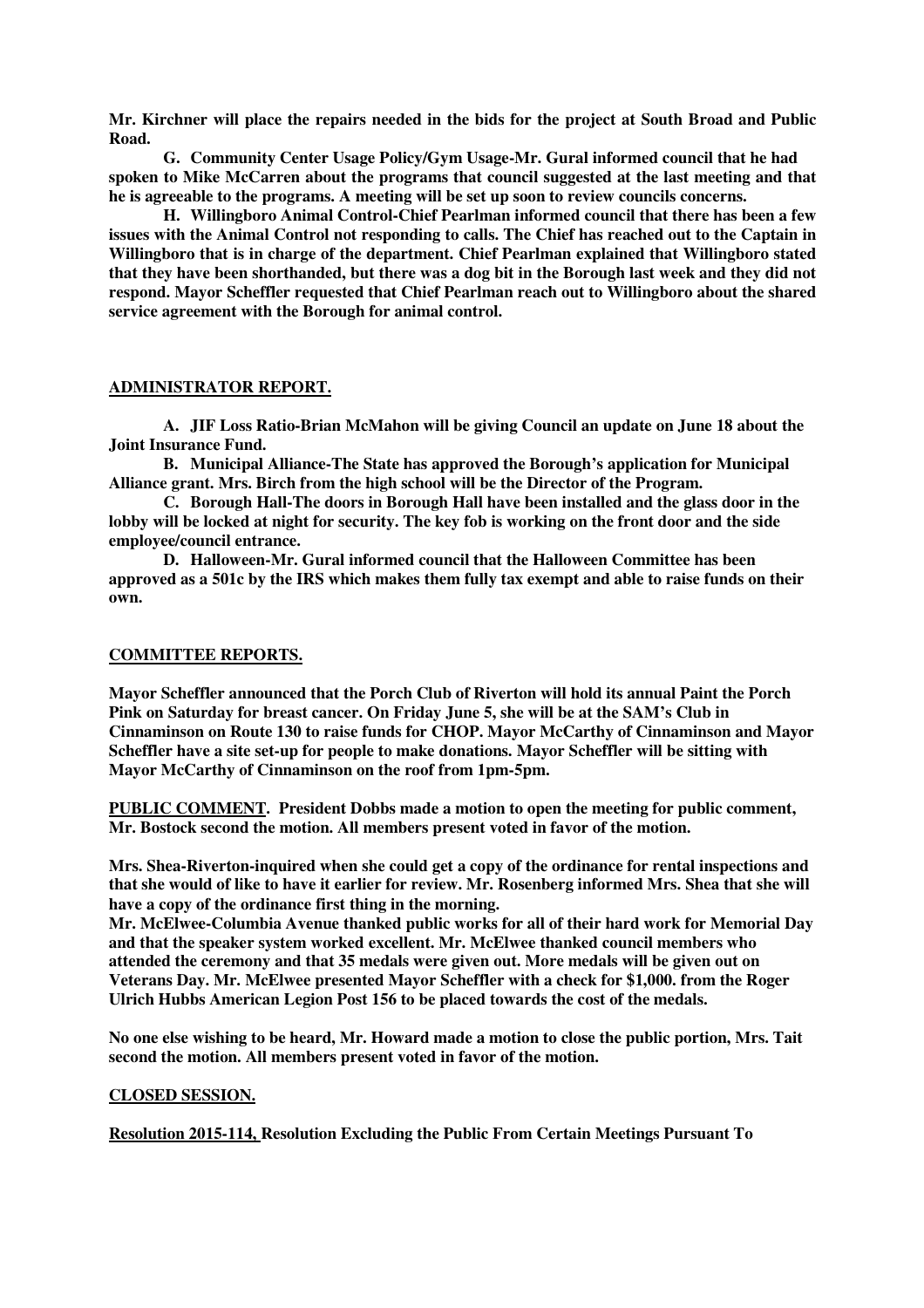**Mr. Kirchner will place the repairs needed in the bids for the project at South Broad and Public Road.**

**G. Community Center Usage Policy/Gym Usage-Mr. Gural informed council that he had spoken to Mike McCarren about the programs that council suggested at the last meeting and that he is agreeable to the programs. A meeting will be set up soon to review councils concerns.**

**H. Willingboro Animal Control-Chief Pearlman informed council that there has been a few issues with the Animal Control not responding to calls. The Chief has reached out to the Captain in Willingboro that is in charge of the department. Chief Pearlman explained that Willingboro stated that they have been shorthanded, but there was a dog bit in the Borough last week and they did not respond. Mayor Scheffler requested that Chief Pearlman reach out to Willingboro about the shared service agreement with the Borough for animal control.**

**ADMINISTRATOR REPORT.**

**A. JIF Loss Ratio-Brian McMahon will be giving Council an update on June 18 about the Joint Insurance Fund.**

**B. Municipal Alliance-The State has approved the Borough's application for Municipal Alliance grant. Mrs. Birch from the high school will be the Director of the Program.**

**C. Borough Hall-The doors in Borough Hall have been installed and the glass door in the lobby will be locked at night for security. The key fob is working on the front door and the side employee/council entrance.**

**D. Halloween-Mr. Gural informed council that the Halloween Committee has been approved as a 501c by the IRS which makes them fully tax exempt and able to raise funds on their own.**

**COMMITTEE REPORTS.**

**Mayor Scheffler announced that the Porch Club of Riverton will hold its annual Paint the Porch Pink on Saturday for breast cancer. On Friday June 5, she will be at the SAM's Club in Cinnaminson on Route 130 to raise funds for CHOP. Mayor McCarthy of Cinnaminson and Mayor Scheffler have a site set-up for people to make donations. Mayor Scheffler will be sitting with Mayor McCarthy of Cinnaminson on the roof from 1pm-5pm.**

**PUBLIC COMMENT. President Dobbs made a motion to open the meeting for public comment, Mr. Bostock second the motion. All members present voted in favor of the motion.**

**Mrs. Shea-Riverton-inquired when she could get a copy of the ordinance for rental inspections and that she would of like to have it earlier for review. Mr. Rosenberg informed Mrs. Shea that she will have a copy of the ordinance first thing in the morning.**
**Mr. McElwee-Columbia Avenue thanked public works for all of their hard work for Memorial Day and that the speaker system worked excellent. Mr. McElwee thanked council members who attended the ceremony and that 35 medals were given out. More medals will be given out on Veterans Day. Mr. McElwee presented Mayor Scheffler with a check for $1,000. from the Roger Ulrich Hubbs American Legion Post 156 to be placed towards the cost of the medals.**

**No one else wishing to be heard, Mr. Howard made a motion to close the public portion, Mrs. Tait second the motion. All members present voted in favor of the motion.**

**CLOSED SESSION.**

**Resolution 2015-114, Resolution Excluding the Public From Certain Meetings Pursuant To**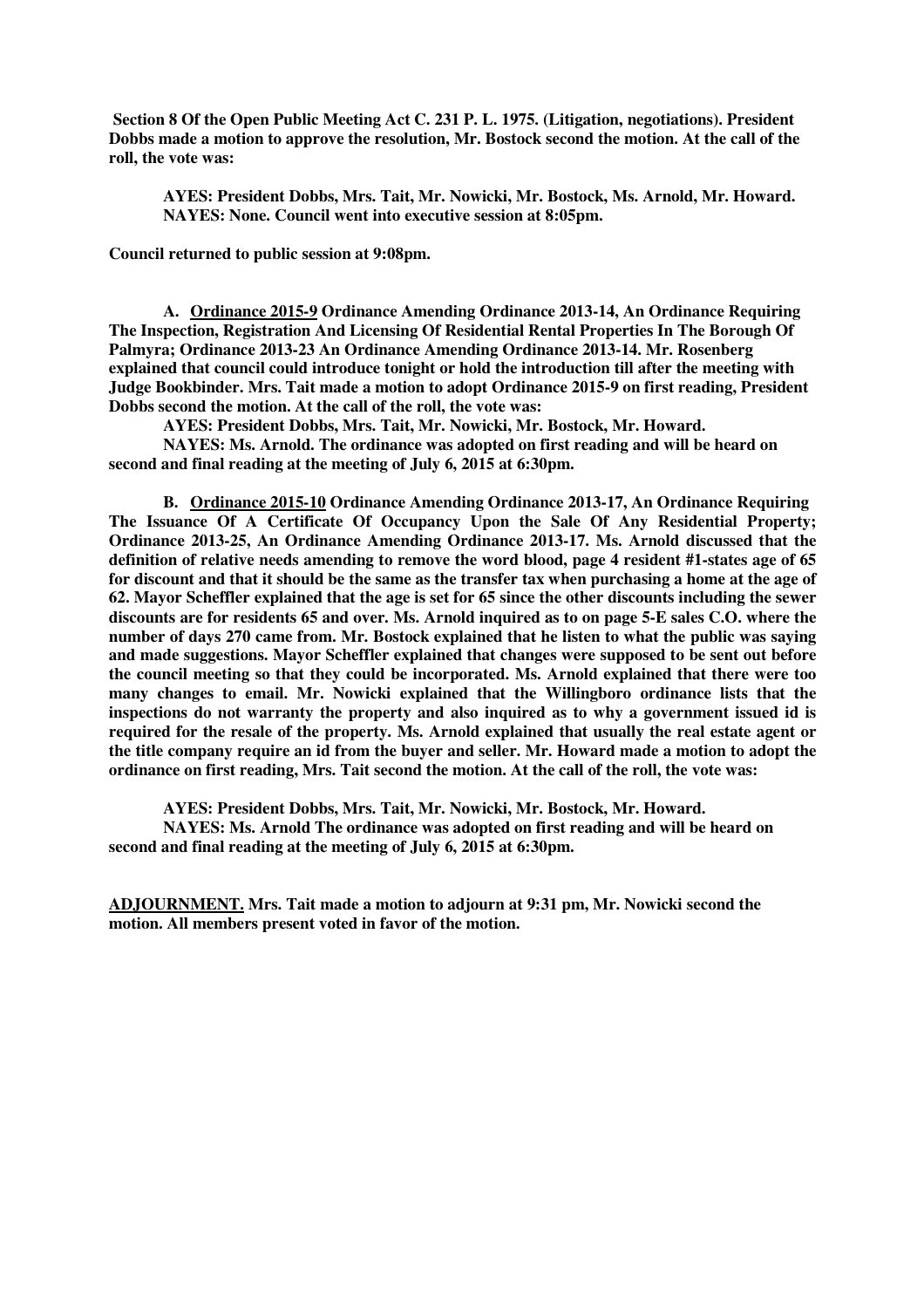**Section 8 Of the Open Public Meeting Act C. 231 P. L. 1975. (Litigation, negotiations). President Dobbs made a motion to approve the resolution, Mr. Bostock second the motion. At the call of the roll, the vote was:**

**AYES: President Dobbs, Mrs. Tait, Mr. Nowicki, Mr. Bostock, Ms. Arnold, Mr. Howard. NAYES: None. Council went into executive session at 8:05pm.**

**Council returned to public session at 9:08pm.**

**A. <u>Ordinance 2015-9</u> Ordinance Amending Ordinance 2013-14, An Ordinance Requiring The Inspection, Registration And Licensing Of Residential Rental Properties In The Borough Of Palmyra; Ordinance 2013-23 An Ordinance Amending Ordinance 2013-14. Mr. Rosenberg explained that council could introduce tonight or hold the introduction till after the meeting with Judge Bookbinder. Mrs. Tait made a motion to adopt Ordinance 2015-9 on first reading, President Dobbs second the motion. At the call of the roll, the vote was:**

**AYES: President Dobbs, Mrs. Tait, Mr. Nowicki, Mr. Bostock, Mr. Howard.**

**NAYES: Ms. Arnold. The ordinance was adopted on first reading and will be heard on second and final reading at the meeting of July 6, 2015 at 6:30pm.**

**B. <u>Ordinance 2015-10</u> Ordinance Amending Ordinance 2013-17, An Ordinance Requiring The Issuance Of A Certificate Of Occupancy Upon the Sale Of Any Residential Property; Ordinance 2013-25, An Ordinance Amending Ordinance 2013-17. Ms. Arnold discussed that the definition of relative needs amending to remove the word blood, page 4 resident #1-states age of 65 for discount and that it should be the same as the transfer tax when purchasing a home at the age of 62. Mayor Scheffler explained that the age is set for 65 since the other discounts including the sewer discounts are for residents 65 and over. Ms. Arnold inquired as to on page 5-E sales C.O. where the number of days 270 came from. Mr. Bostock explained that he listen to what the public was saying and made suggestions. Mayor Scheffler explained that changes were supposed to be sent out before the council meeting so that they could be incorporated. Ms. Arnold explained that there were too many changes to email. Mr. Nowicki explained that the Willingboro ordinance lists that the inspections do not warranty the property and also inquired as to why a government issued id is required for the resale of the property. Ms. Arnold explained that usually the real estate agent or the title company require an id from the buyer and seller. Mr. Howard made a motion to adopt the ordinance on first reading, Mrs. Tait second the motion. At the call of the roll, the vote was:**

**AYES: President Dobbs, Mrs. Tait, Mr. Nowicki, Mr. Bostock, Mr. Howard.**

**NAYES: Ms. Arnold The ordinance was adopted on first reading and will be heard on second and final reading at the meeting of July 6, 2015 at 6:30pm.**

**<u>ADJOURNMENT.</u> Mrs. Tait made a motion to adjourn at 9:31 pm, Mr. Nowicki second the motion. All members present voted in favor of the motion.**